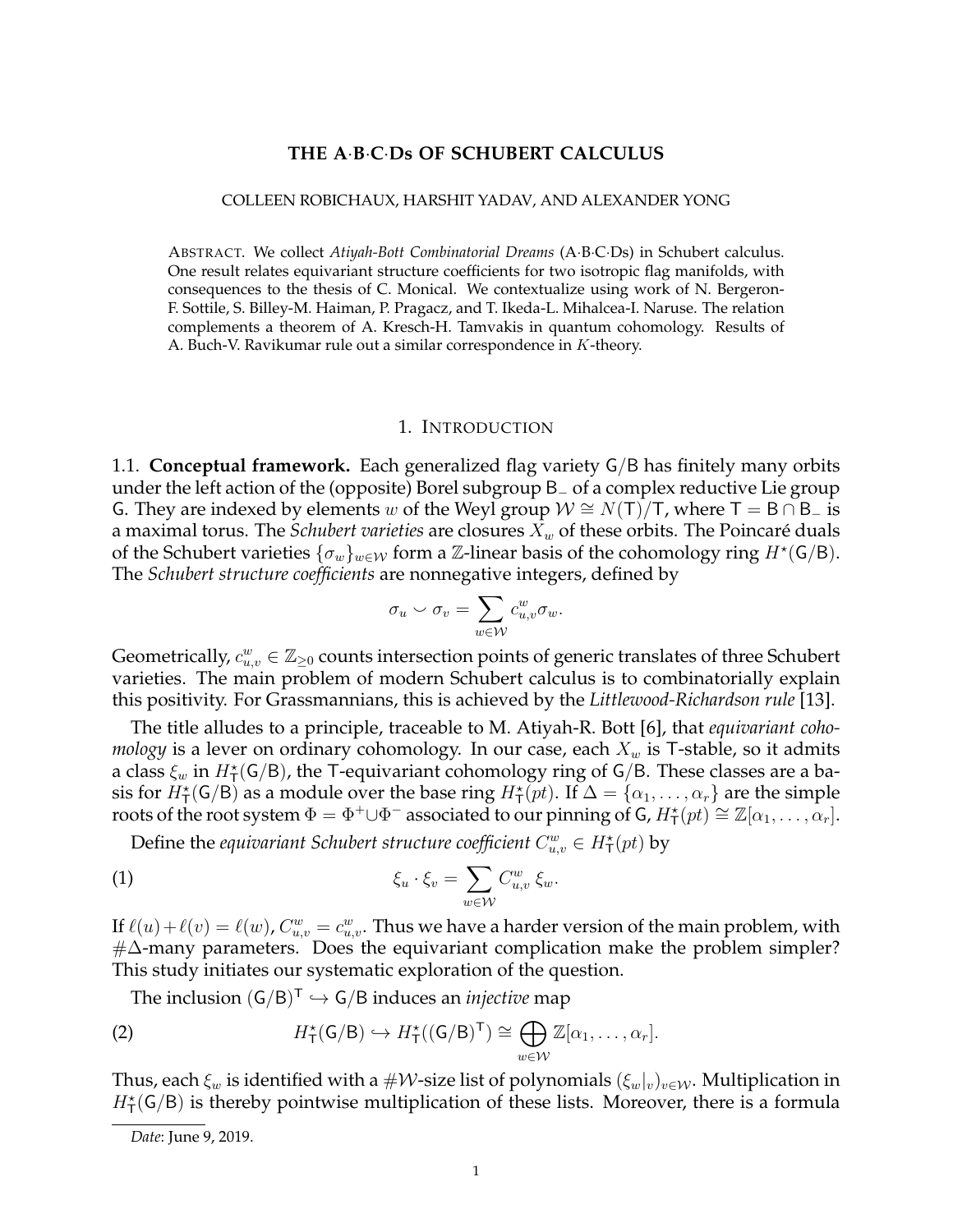# THE A·B·C·Ds OF SCHUBERT CALCULUS

COLLEEN ROBICHAUX, HARSHIT YADAV, AND ALEXANDER YONG

ABSTRACT. We collect *Atiyah-Bott Combinatorial Dreams* (A·B·C·Ds) in Schubert calculus. One result relates equivariant structure coefficients for two isotropic flag manifolds, with consequences to the thesis of C. Monical. We contextualize using work of N. Bergeron-F. Sottile, S. Billey-M. Haiman, P. Pragacz, and T. Ikeda-L. Mihalcea-I. Naruse. The relation complements a theorem of A. Kresch-H. Tamvakis in quantum cohomology. Results of A. Buch-V. Ravikumar rule out a similar correspondence in $K$-theory.

## 1. INTRODUCTION

1.1. **Conceptual framework.** Each generalized flag variety $\mathsf{G}/\mathsf{B}$ has finitely many orbits under the left action of the (opposite) Borel subgroup $\mathsf{B}_{-}$ of a complex reductive Lie group $\mathsf{G}$. They are indexed by elements $w$ of the Weyl group $\mathcal{W} \cong N(\mathsf{T})/\mathsf{T}$, where $\mathsf{T} = \mathsf{B} \cap \mathsf{B}_{-}$ is a maximal torus. The *Schubert varieties* are closures $X_w$ of these orbits. The Poincaré duals of the Schubert varieties $\{\sigma_w\}_{w\in\mathcal{W}}$ form a $\mathbb{Z}$-linear basis of the cohomology ring $H^{\star}(\mathsf{G}/\mathsf{B})$. The *Schubert structure coefficients* are nonnegative integers, defined by

$$\sigma_u \smile \sigma_v = \sum_{w\in\mathcal{W}} c_{u,v}^{w} \sigma_w.$$

Geometrically, $c_{u,v}^{w} \in \mathbb{Z}_{\geq 0}$ counts intersection points of generic translates of three Schubert varieties. The main problem of modern Schubert calculus is to combinatorially explain this positivity. For Grassmannians, this is achieved by the *Littlewood-Richardson rule* [13].

The title alludes to a principle, traceable to M. Atiyah-R. Bott [6], that *equivariant cohomology* is a lever on ordinary cohomology. In our case, each $X_w$ is $\mathsf{T}$-stable, so it admits a class $\xi_w$ in $H^{\star}_{\mathsf{T}}(\mathsf{G}/\mathsf{B})$, the $\mathsf{T}$-equivariant cohomology ring of $\mathsf{G}/\mathsf{B}$. These classes are a basis for $H^{\star}_{\mathsf{T}}(\mathsf{G}/\mathsf{B})$ as a module over the base ring $H^{\star}_{\mathsf{T}}(pt)$. If $\Delta = \{\alpha_1, \ldots, \alpha_r\}$ are the simple roots of the root system $\Phi = \Phi^{+} \cup \Phi^{-}$ associated to our pinning of $\mathsf{G}$, $H^{\star}_{\mathsf{T}}(pt) \cong \mathbb{Z}[\alpha_1, \ldots, \alpha_r]$.

Define the *equivariant Schubert structure coefficient* $C_{u,v}^{w} \in H^{\star}_{\mathsf{T}}(pt)$ by

$$\xi_u \cdot \xi_v = \sum_{w\in\mathcal{W}} C_{u,v}^{w}\, \xi_w. \tag{1}$$

If $\ell(u)+\ell(v) = \ell(w)$, $C_{u,v}^{w} = c_{u,v}^{w}$. Thus we have a harder version of the main problem, with $\#\Delta$-many parameters. Does the equivariant complication make the problem simpler? This study initiates our systematic exploration of the question.

The inclusion $(\mathsf{G}/\mathsf{B})^{\mathsf{T}} \hookrightarrow \mathsf{G}/\mathsf{B}$ induces an *injective* map

$$H^{\star}_{\mathsf{T}}(\mathsf{G}/\mathsf{B}) \hookrightarrow H^{\star}_{\mathsf{T}}((\mathsf{G}/\mathsf{B})^{\mathsf{T}}) \cong \bigoplus_{w\in\mathcal{W}} \mathbb{Z}[\alpha_1, \ldots, \alpha_r]. \tag{2}$$

Thus, each $\xi_w$ is identified with a $\#\mathcal{W}$-size list of polynomials $(\xi_w|_v)_{v\in\mathcal{W}}$. Multiplication in $H^{\star}_{\mathsf{T}}(\mathsf{G}/\mathsf{B})$ is thereby pointwise multiplication of these lists. Moreover, there is a formula

*Date*: June 9, 2019.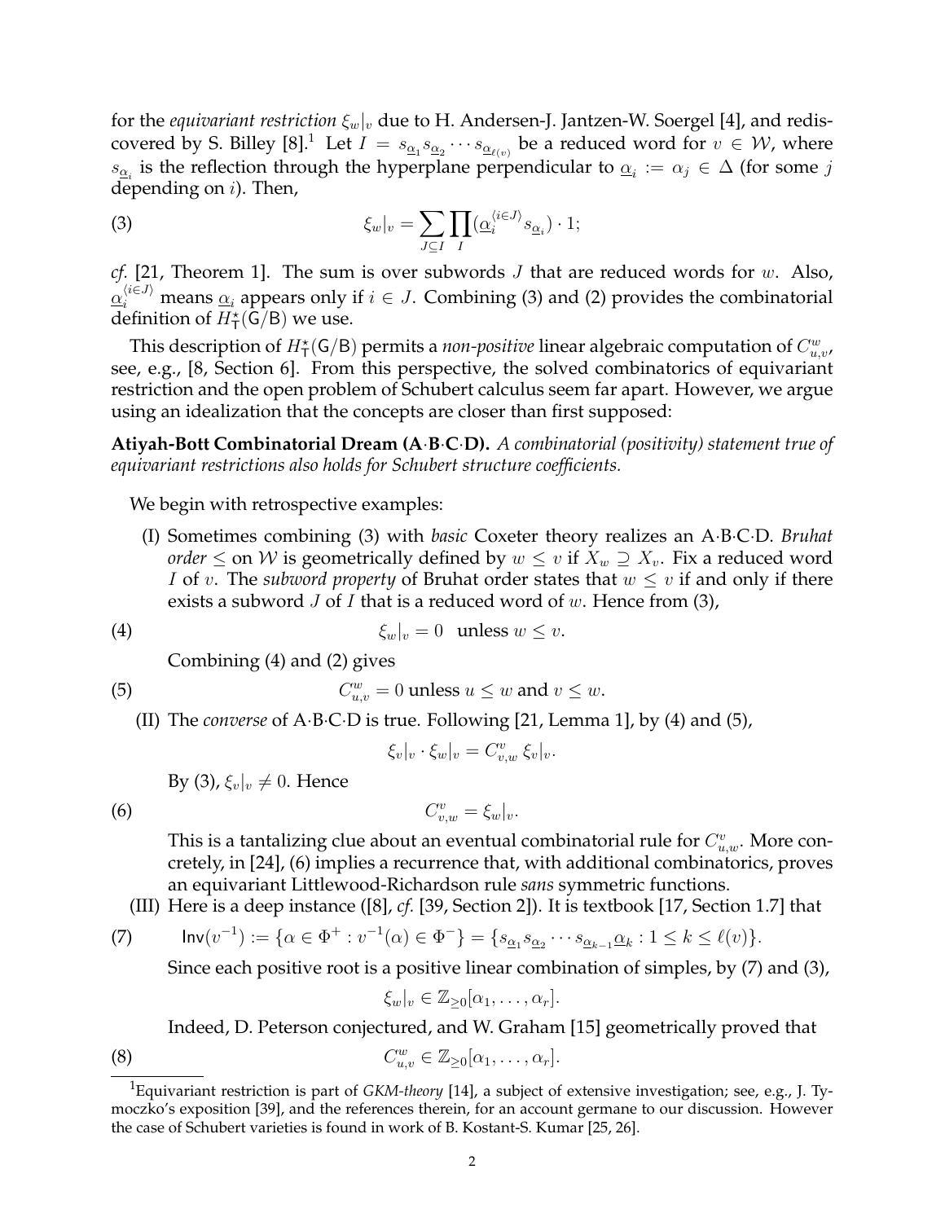for the *equivariant restriction* $\xi_w|_v$ due to H. Andersen-J. Jantzen-W. Soergel [4], and rediscovered by S. Billey [8].[1] Let $I = s_{\underline{\alpha}_1} s_{\underline{\alpha}_2} \cdots s_{\underline{\alpha}_{\ell(v)}}$ be a reduced word for $v \in \mathcal{W}$, where $s_{\underline{\alpha}_i}$ is the reflection through the hyperplane perpendicular to $\underline{\alpha}_i := \alpha_j \in \Delta$ (for some $j$ depending on $i$). Then,

$$\xi_w|_v = \sum_{J \subseteq I} \prod_{I} (\underline{\alpha}_i^{\langle i \in J \rangle} s_{\underline{\alpha}_i}) \cdot 1; \tag{3}$$

*cf.* [21, Theorem 1]. The sum is over subwords $J$ that are reduced words for $w$. Also, $\underline{\alpha}_i^{\langle i \in J \rangle}$ means $\underline{\alpha}_i$ appears only if $i \in J$. Combining (3) and (2) provides the combinatorial definition of $H_{\mathsf{T}}^{\star}(\mathsf{G}/\mathsf{B})$ we use.

This description of $H_{\mathsf{T}}^{\star}(\mathsf{G}/\mathsf{B})$ permits a *non-positive* linear algebraic computation of $C_{u,v}^{w}$, see, e.g., [8, Section 6]. From this perspective, the solved combinatorics of equivariant restriction and the open problem of Schubert calculus seem far apart. However, we argue using an idealization that the concepts are closer than first supposed:

**Atiyah-Bott Combinatorial Dream (A·B·C·D).** *A combinatorial (positivity) statement true of equivariant restrictions also holds for Schubert structure coefficients.*

We begin with retrospective examples:

(I) Sometimes combining (3) with *basic* Coxeter theory realizes an A·B·C·D. *Bruhat order* $\leq$ on $\mathcal{W}$ is geometrically defined by $w \leq v$ if $X_w \supseteq X_v$. Fix a reduced word $I$ of $v$. The *subword property* of Bruhat order states that $w \leq v$ if and only if there exists a subword $J$ of $I$ that is a reduced word of $w$. Hence from (3),

$$\xi_w|_v = 0 \quad \text{unless } w \leq v. \tag{4}$$

Combining (4) and (2) gives

$$C_{u,v}^{w} = 0 \text{ unless } u \leq w \text{ and } v \leq w. \tag{5}$$

(II) The *converse* of A·B·C·D is true. Following [21, Lemma 1], by (4) and (5),

$$\xi_v|_v \cdot \xi_w|_v = C_{v,w}^{v} \, \xi_v|_v.$$

By (3), $\xi_v|_v \neq 0$. Hence

$$C_{v,w}^{v} = \xi_w|_v. \tag{6}$$

This is a tantalizing clue about an eventual combinatorial rule for $C_{u,w}^{v}$. More concretely, in [24], (6) implies a recurrence that, with additional combinatorics, proves an equivariant Littlewood-Richardson rule *sans* symmetric functions.

(III) Here is a deep instance ([8], *cf.* [39, Section 2]). It is textbook [17, Section 1.7] that

$$\mathsf{Inv}(v^{-1}) := \{\alpha \in \Phi^+ : v^{-1}(\alpha) \in \Phi^-\} = \{s_{\underline{\alpha}_1} s_{\underline{\alpha}_2} \cdots s_{\underline{\alpha}_{k-1}} \underline{\alpha}_k : 1 \leq k \leq \ell(v)\}. \tag{7}$$

Since each positive root is a positive linear combination of simples, by (7) and (3),

$$\xi_w|_v \in \mathbb{Z}_{\geq 0}[\alpha_1, \ldots, \alpha_r].$$

Indeed, D. Peterson conjectured, and W. Graham [15] geometrically proved that

$$C_{u,v}^{w} \in \mathbb{Z}_{\geq 0}[\alpha_1, \ldots, \alpha_r]. \tag{8}$$

---

[1] Equivariant restriction is part of *GKM-theory* [14], a subject of extensive investigation; see, e.g., J. Tymoczko's exposition [39], and the references therein, for an account germane to our discussion. However the case of Schubert varieties is found in work of B. Kostant-S. Kumar [25, 26].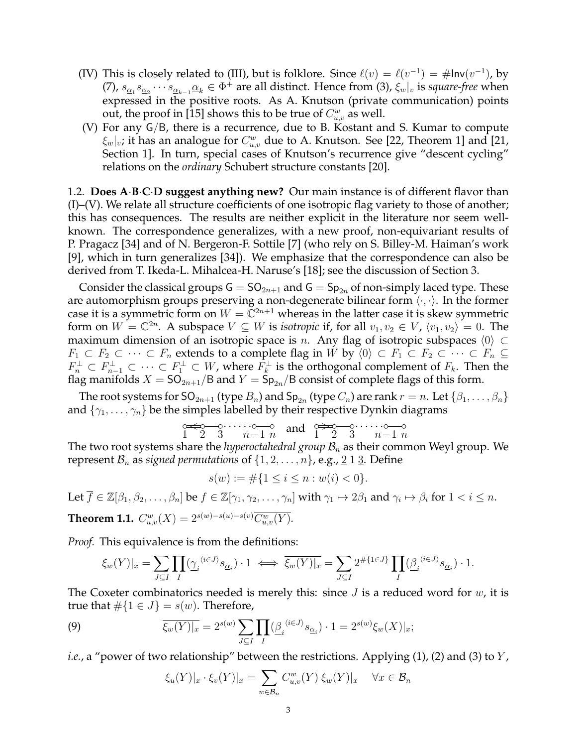(IV) This is closely related to (III), but is folklore. Since $\ell(v) = \ell(v^{-1}) = \#\mathsf{Inv}(v^{-1})$, by (7), $s_{\underline{\alpha}_1} s_{\underline{\alpha}_2} \cdots s_{\underline{\alpha}_{k-1}} \underline{\alpha}_k \in \Phi^+$ are all distinct. Hence from (3), $\xi_w|_v$ is *square-free* when expressed in the positive roots. As A. Knutson (private communication) points out, the proof in [15] shows this to be true of $C_{u,v}^w$ as well.

(V) For any $\mathsf{G}/\mathsf{B}$, there is a recurrence, due to B. Kostant and S. Kumar to compute $\xi_w|_v$; it has an analogue for $C_{u,v}^w$ due to A. Knutson. See [22, Theorem 1] and [21, Section 1]. In turn, special cases of Knutson's recurrence give "descent cycling" relations on the *ordinary* Schubert structure constants [20].

1.2. **Does A·B·C·D suggest anything new?** Our main instance is of different flavor than (I)–(V). We relate all structure coefficients of one isotropic flag variety to those of another; this has consequences. The results are neither explicit in the literature nor seem well-known. The correspondence generalizes, with a new proof, non-equivariant results of P. Pragacz [34] and of N. Bergeron-F. Sottile [7] (who rely on S. Billey-M. Haiman's work [9], which in turn generalizes [34]). We emphasize that the correspondence can also be derived from T. Ikeda-L. Mihalcea-H. Naruse's [18]; see the discussion of Section 3.

Consider the classical groups $\mathsf{G} = \mathsf{SO}_{2n+1}$ and $\mathsf{G} = \mathsf{Sp}_{2n}$ of non-simply laced type. These are automorphism groups preserving a non-degenerate bilinear form $\langle \cdot, \cdot \rangle$. In the former case it is a symmetric form on $W = \mathbb{C}^{2n+1}$ whereas in the latter case it is skew symmetric form on $W = \mathbb{C}^{2n}$. A subspace $V \subseteq W$ is *isotropic* if, for all $v_1, v_2 \in V$, $\langle v_1, v_2 \rangle = 0$. The maximum dimension of an isotropic space is $n$. Any flag of isotropic subspaces $\langle 0 \rangle \subset F_1 \subset F_2 \subset \cdots \subset F_n$ extends to a complete flag in $W$ by $\langle 0 \rangle \subset F_1 \subset F_2 \subset \cdots \subset F_n \subseteq F_n^\perp \subset F_{n-1}^\perp \subset \cdots \subset F_1^\perp \subset W$, where $F_k^\perp$ is the orthogonal complement of $F_k$. Then the flag manifolds $X = \mathsf{SO}_{2n+1}/\mathsf{B}$ and $Y = \mathsf{Sp}_{2n}/\mathsf{B}$ consist of complete flags of this form.

The root systems for $\mathsf{SO}_{2n+1}$ (type $B_n$) and $\mathsf{Sp}_{2n}$ (type $C_n$) are rank $r = n$. Let $\{\beta_1, \ldots, \beta_n\}$ and $\{\gamma_1, \ldots, \gamma_n\}$ be the simples labelled by their respective Dynkin diagrams

$$1 \; 2 \; 3 \; \cdots \; n{-}1 \; n \quad \text{and} \quad 1 \; 2 \; 3 \; \cdots \; n{-}1 \; n$$

The two root systems share the *hyperoctahedral group* $\mathcal{B}_n$ as their common Weyl group. We represent $\mathcal{B}_n$ as *signed permutations* of $\{1, 2, \ldots, n\}$, e.g., $\underline{2}\ 1\ \underline{3}$. Define

$$s(w) := \#\{1 \le i \le n : w(i) < 0\}.$$

Let $\overline{f} \in \mathbb{Z}[\beta_1, \beta_2, \ldots, \beta_n]$ be $f \in \mathbb{Z}[\gamma_1, \gamma_2, \ldots, \gamma_n]$ with $\gamma_1 \mapsto 2\beta_1$ and $\gamma_i \mapsto \beta_i$ for $1 < i \le n$.

**Theorem 1.1.** $C_{u,v}^w(X) = 2^{s(w)-s(u)-s(v)}\overline{C_{u,v}^w(Y)}$.

*Proof.* This equivalence is from the definitions:

$$\xi_w(Y)|_x = \sum_{J \subseteq I} \prod_I (\underline{\gamma}_i^{\langle i \in J \rangle} s_{\underline{\alpha}_i}) \cdot 1 \iff \overline{\xi_w(Y)|_x} = \sum_{J \subseteq I} 2^{\#\{1 \in J\}} \prod_I (\underline{\beta}_i^{\langle i \in J \rangle} s_{\underline{\alpha}_i}) \cdot 1.$$

The Coxeter combinatorics needed is merely this: since $J$ is a reduced word for $w$, it is true that $\#\{1 \in J\} = s(w)$. Therefore,

$$\overline{\xi_w(Y)|_x} = 2^{s(w)} \sum_{J \subseteq I} \prod_I (\underline{\beta}_i^{\langle i \in J \rangle} s_{\underline{\alpha}_i}) \cdot 1 = 2^{s(w)} \xi_w(X)|_x; \tag{9}$$

*i.e.*, a "power of two relationship" between the restrictions. Applying (1), (2) and (3) to $Y$,

$$\xi_u(Y)|_x \cdot \xi_v(Y)|_x = \sum_{w \in \mathcal{B}_n} C_{u,v}^w(Y)\, \xi_w(Y)|_x \quad \forall x \in \mathcal{B}_n$$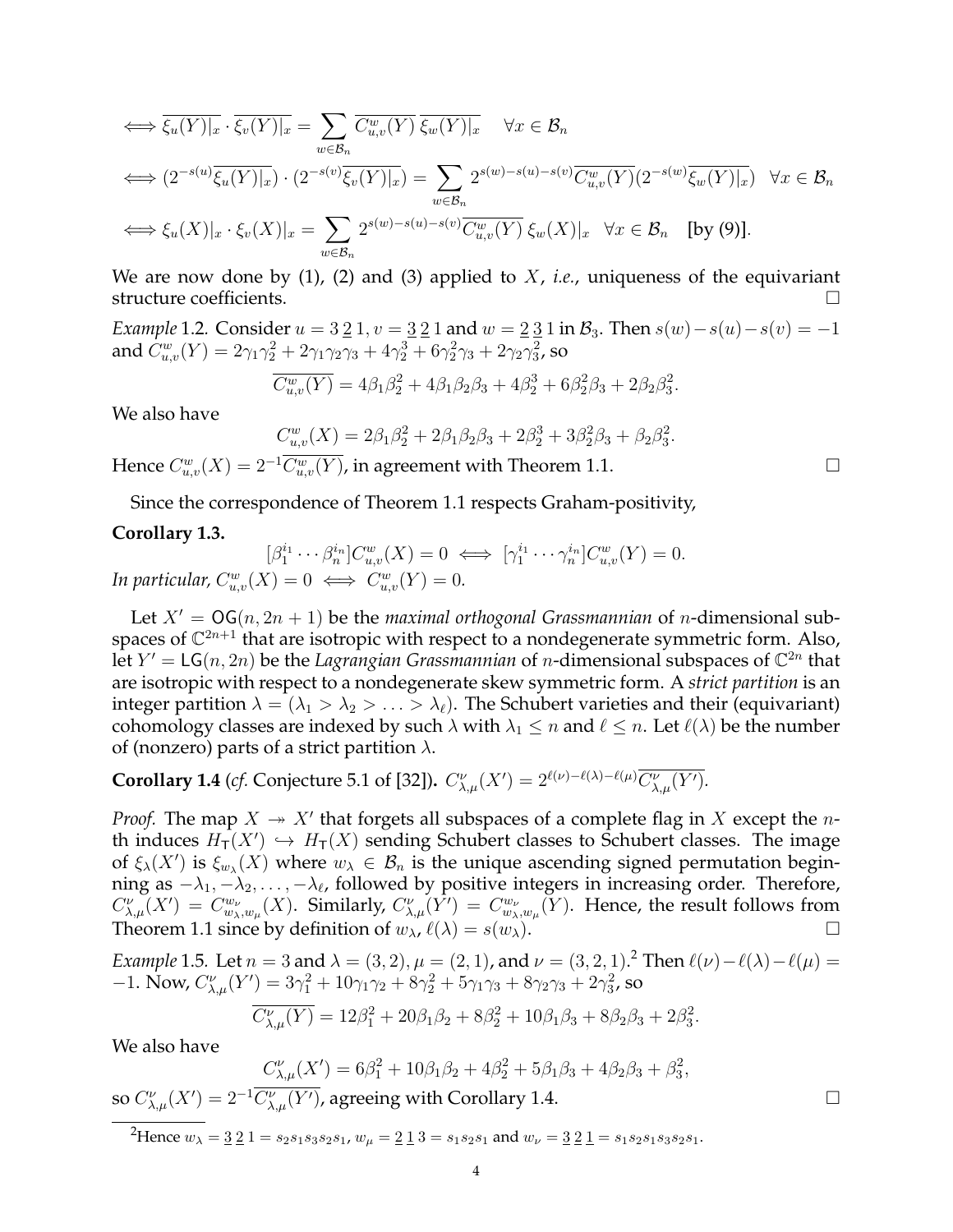$$
\begin{aligned}
&\iff \overline{\xi_u(Y)|_x} \cdot \overline{\xi_v(Y)|_x} = \sum_{w\in\mathcal{B}_n} \overline{C_{u,v}^w(Y)}\,\overline{\xi_w(Y)|_x} \quad \forall x \in \mathcal{B}_n \\
&\iff (2^{-s(u)}\overline{\xi_u(Y)|_x}) \cdot (2^{-s(v)}\overline{\xi_v(Y)|_x}) = \sum_{w\in\mathcal{B}_n} 2^{s(w)-s(u)-s(v)}\overline{C_{u,v}^w(Y)}(2^{-s(w)}\overline{\xi_w(Y)|_x}) \quad \forall x \in \mathcal{B}_n \\
&\iff \xi_u(X)|_x \cdot \xi_v(X)|_x = \sum_{w\in\mathcal{B}_n} 2^{s(w)-s(u)-s(v)}\overline{C_{u,v}^w(Y)}\,\xi_w(X)|_x \quad \forall x \in \mathcal{B}_n \quad \text{[by (9)]}.
\end{aligned}
$$

We are now done by (1), (2) and (3) applied to $X$, *i.e.*, uniqueness of the equivariant structure coefficients. □

*Example* 1.2. Consider $u = 3\,\underline{2}\,1$, $v = \underline{3}\,\underline{2}\,1$ and $w = \underline{2}\,\underline{3}\,1$ in $\mathcal{B}_3$. Then $s(w)-s(u)-s(v) = -1$ and $C_{u,v}^w(Y) = 2\gamma_1\gamma_2^2 + 2\gamma_1\gamma_2\gamma_3 + 4\gamma_2^3 + 6\gamma_2^2\gamma_3 + 2\gamma_2\gamma_3^2$, so

$$
\overline{C_{u,v}^w(Y)} = 4\beta_1\beta_2^2 + 4\beta_1\beta_2\beta_3 + 4\beta_2^3 + 6\beta_2^2\beta_3 + 2\beta_2\beta_3^2.
$$

We also have

$$
C_{u,v}^w(X) = 2\beta_1\beta_2^2 + 2\beta_1\beta_2\beta_3 + 2\beta_2^3 + 3\beta_2^2\beta_3 + \beta_2\beta_3^2.
$$

Hence $C_{u,v}^w(X) = 2^{-1}\overline{C_{u,v}^w(Y)}$, in agreement with Theorem 1.1. □

Since the correspondence of Theorem 1.1 respects Graham-positivity,

**Corollary 1.3.**

$$
[\beta_1^{i_1}\cdots\beta_n^{i_n}]C_{u,v}^w(X) = 0 \iff [\gamma_1^{i_1}\cdots\gamma_n^{i_n}]C_{u,v}^w(Y) = 0.
$$

*In particular,* $C_{u,v}^w(X) = 0 \iff C_{u,v}^w(Y) = 0$*.*

Let $X' = \mathsf{OG}(n, 2n+1)$ be the *maximal orthogonal Grassmannian* of $n$-dimensional subspaces of $\mathbb{C}^{2n+1}$ that are isotropic with respect to a nondegenerate symmetric form. Also, let $Y' = \mathsf{LG}(n, 2n)$ be the *Lagrangian Grassmannian* of $n$-dimensional subspaces of $\mathbb{C}^{2n}$ that are isotropic with respect to a nondegenerate skew symmetric form. A *strict partition* is an integer partition $\lambda = (\lambda_1 > \lambda_2 > \ldots > \lambda_\ell)$. The Schubert varieties and their (equivariant) cohomology classes are indexed by such $\lambda$ with $\lambda_1 \leq n$ and $\ell \leq n$. Let $\ell(\lambda)$ be the number of (nonzero) parts of a strict partition $\lambda$.

**Corollary 1.4** (*cf.* Conjecture 5.1 of [32])**.** $C_{\lambda,\mu}^\nu(X') = 2^{\ell(\nu)-\ell(\lambda)-\ell(\mu)}\overline{C_{\lambda,\mu}^\nu(Y')}$.

*Proof.* The map $X \twoheadrightarrow X'$ that forgets all subspaces of a complete flag in $X$ except the $n$-th induces $H_{\mathsf{T}}(X') \hookrightarrow H_{\mathsf{T}}(X)$ sending Schubert classes to Schubert classes. The image of $\xi_\lambda(X')$ is $\xi_{w_\lambda}(X)$ where $w_\lambda \in \mathcal{B}_n$ is the unique ascending signed permutation beginning as $-\lambda_1, -\lambda_2, \ldots, -\lambda_\ell$, followed by positive integers in increasing order. Therefore, $C_{\lambda,\mu}^\nu(X') = C_{w_\lambda,w_\mu}^{w_\nu}(X)$. Similarly, $C_{\lambda,\mu}^\nu(Y') = C_{w_\lambda,w_\mu}^{w_\nu}(Y)$. Hence, the result follows from Theorem 1.1 since by definition of $w_\lambda$, $\ell(\lambda) = s(w_\lambda)$. □

*Example* 1.5. Let $n = 3$ and $\lambda = (3,2)$, $\mu = (2,1)$, and $\nu = (3,2,1)$.[2] Then $\ell(\nu)-\ell(\lambda)-\ell(\mu) = -1$. Now, $C_{\lambda,\mu}^\nu(Y') = 3\gamma_1^2 + 10\gamma_1\gamma_2 + 8\gamma_2^2 + 5\gamma_1\gamma_3 + 8\gamma_2\gamma_3 + 2\gamma_3^2$, so

$$
\overline{C_{\lambda,\mu}^\nu(Y)} = 12\beta_1^2 + 20\beta_1\beta_2 + 8\beta_2^2 + 10\beta_1\beta_3 + 8\beta_2\beta_3 + 2\beta_3^2.
$$

We also have

$$
C_{\lambda,\mu}^\nu(X') = 6\beta_1^2 + 10\beta_1\beta_2 + 4\beta_2^2 + 5\beta_1\beta_3 + 4\beta_2\beta_3 + \beta_3^2,
$$

so $C_{\lambda,\mu}^\nu(X') = 2^{-1}\overline{C_{\lambda,\mu}^\nu(Y')}$, agreeing with Corollary 1.4. □

[2] Hence $w_\lambda = \underline{3}\,\underline{2}\,1 = s_2s_1s_3s_2s_1$, $w_\mu = \underline{2}\,\underline{1}\,3 = s_1s_2s_1$ and $w_\nu = \underline{3}\,\underline{2}\,\underline{1} = s_1s_2s_1s_3s_2s_1$.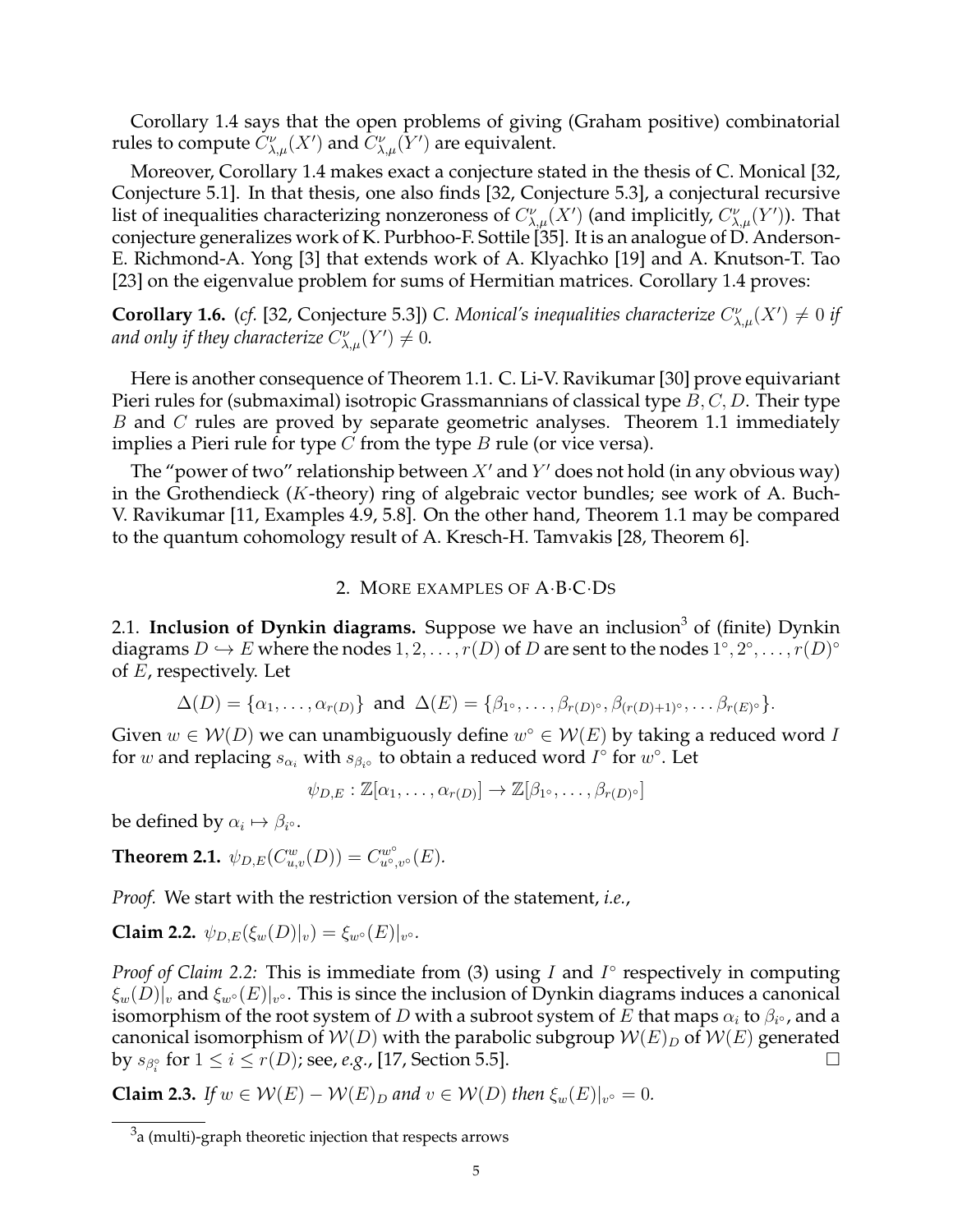Corollary 1.4 says that the open problems of giving (Graham positive) combinatorial rules to compute $C^{\nu}_{\lambda,\mu}(X')$ and $C^{\nu}_{\lambda,\mu}(Y')$ are equivalent.

Moreover, Corollary 1.4 makes exact a conjecture stated in the thesis of C. Monical [32, Conjecture 5.1]. In that thesis, one also finds [32, Conjecture 5.3], a conjectural recursive list of inequalities characterizing nonzeroness of $C^{\nu}_{\lambda,\mu}(X')$ (and implicitly, $C^{\nu}_{\lambda,\mu}(Y')$). That conjecture generalizes work of K. Purbhoo-F. Sottile [35]. It is an analogue of D. Anderson-E. Richmond-A. Yong [3] that extends work of A. Klyachko [19] and A. Knutson-T. Tao [23] on the eigenvalue problem for sums of Hermitian matrices. Corollary 1.4 proves:

**Corollary 1.6.** (*cf.* [32, Conjecture 5.3]) *C. Monical's inequalities characterize $C^{\nu}_{\lambda,\mu}(X') \neq 0$ if and only if they characterize $C^{\nu}_{\lambda,\mu}(Y') \neq 0$.*

Here is another consequence of Theorem 1.1. C. Li-V. Ravikumar [30] prove equivariant Pieri rules for (submaximal) isotropic Grassmannians of classical type $B, C, D$. Their type $B$ and $C$ rules are proved by separate geometric analyses. Theorem 1.1 immediately implies a Pieri rule for type $C$ from the type $B$ rule (or vice versa).

The "power of two" relationship between $X'$ and $Y'$ does not hold (in any obvious way) in the Grothendieck ($K$-theory) ring of algebraic vector bundles; see work of A. Buch-V. Ravikumar [11, Examples 4.9, 5.8]. On the other hand, Theorem 1.1 may be compared to the quantum cohomology result of A. Kresch-H. Tamvakis [28, Theorem 6].

## 2. More examples of A·B·C·Ds

2.1. **Inclusion of Dynkin diagrams.** Suppose we have an inclusion[3] of (finite) Dynkin diagrams $D \hookrightarrow E$ where the nodes $1, 2, \ldots, r(D)$ of $D$ are sent to the nodes $1^{\circ}, 2^{\circ}, \ldots, r(D)^{\circ}$ of $E$, respectively. Let

$$\Delta(D) = \{\alpha_1, \ldots, \alpha_{r(D)}\} \text{ and } \Delta(E) = \{\beta_{1^{\circ}}, \ldots, \beta_{r(D)^{\circ}}, \beta_{(r(D)+1)^{\circ}}, \ldots \beta_{r(E)^{\circ}}\}.$$

Given $w \in \mathcal{W}(D)$ we can unambiguously define $w^{\circ} \in \mathcal{W}(E)$ by taking a reduced word $I$ for $w$ and replacing $s_{\alpha_i}$ with $s_{\beta_{i^{\circ}}}$ to obtain a reduced word $I^{\circ}$ for $w^{\circ}$. Let

$$\psi_{D,E} : \mathbb{Z}[\alpha_1, \ldots, \alpha_{r(D)}] \to \mathbb{Z}[\beta_{1^{\circ}}, \ldots, \beta_{r(D)^{\circ}}]$$

be defined by $\alpha_i \mapsto \beta_{i^{\circ}}$.

**Theorem 2.1.** $\psi_{D,E}(C^{w}_{u,v}(D)) = C^{w^{\circ}}_{u^{\circ},v^{\circ}}(E)$.

*Proof.* We start with the restriction version of the statement, *i.e.*,

**Claim 2.2.** $\psi_{D,E}(\xi_w(D)|_v) = \xi_{w^{\circ}}(E)|_{v^{\circ}}$.

*Proof of Claim 2.2:* This is immediate from (3) using $I$ and $I^{\circ}$ respectively in computing $\xi_w(D)|_v$ and $\xi_{w^{\circ}}(E)|_{v^{\circ}}$. This is since the inclusion of Dynkin diagrams induces a canonical isomorphism of the root system of $D$ with a subroot system of $E$ that maps $\alpha_i$ to $\beta_{i^{\circ}}$, and a canonical isomorphism of $\mathcal{W}(D)$ with the parabolic subgroup $\mathcal{W}(E)_D$ of $\mathcal{W}(E)$ generated by $s_{\beta_i^{\circ}}$ for $1 \leq i \leq r(D)$; see, *e.g.*, [17, Section 5.5]. □

**Claim 2.3.** *If $w \in \mathcal{W}(E) - \mathcal{W}(E)_D$ and $v \in \mathcal{W}(D)$ then $\xi_w(E)|_{v^{\circ}} = 0$.*

[3] a (multi)-graph theoretic injection that respects arrows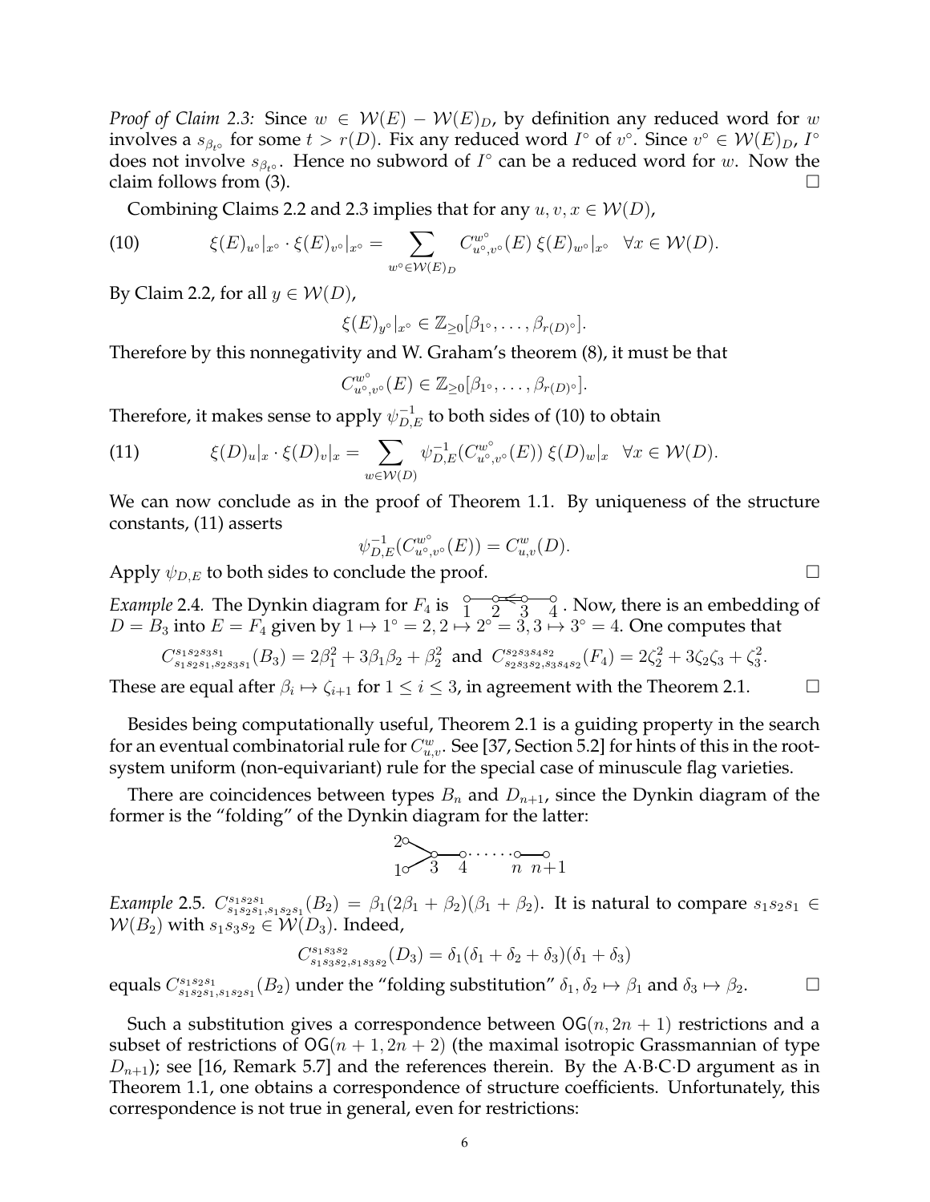*Proof of Claim 2.3:* Since $w \in \mathcal{W}(E) - \mathcal{W}(E)_D$, by definition any reduced word for $w$ involves a $s_{\beta_{t^\circ}}$ for some $t > r(D)$. Fix any reduced word $I^\circ$ of $v^\circ$. Since $v^\circ \in \mathcal{W}(E)_D$, $I^\circ$ does not involve $s_{\beta_{t^\circ}}$. Hence no subword of $I^\circ$ can be a reduced word for $w$. Now the claim follows from (3). $\square$

Combining Claims 2.2 and 2.3 implies that for any $u, v, x \in \mathcal{W}(D)$,

$$\xi(E)_{u^\circ}|_{x^\circ} \cdot \xi(E)_{v^\circ}|_{x^\circ} = \sum_{w^\circ \in \mathcal{W}(E)_D} C_{u^\circ, v^\circ}^{w^\circ}(E)\, \xi(E)_{w^\circ}|_{x^\circ} \quad \forall x \in \mathcal{W}(D). \tag{10}$$

By Claim 2.2, for all $y \in \mathcal{W}(D)$,

$$\xi(E)_{y^\circ}|_{x^\circ} \in \mathbb{Z}_{\geq 0}[\beta_{1^\circ}, \ldots, \beta_{r(D)^\circ}].$$

Therefore by this nonnegativity and W. Graham's theorem (8), it must be that

$$C_{u^\circ, v^\circ}^{w^\circ}(E) \in \mathbb{Z}_{\geq 0}[\beta_{1^\circ}, \ldots, \beta_{r(D)^\circ}].$$

Therefore, it makes sense to apply $\psi_{D,E}^{-1}$ to both sides of (10) to obtain

$$\xi(D)_u|_x \cdot \xi(D)_v|_x = \sum_{w \in \mathcal{W}(D)} \psi_{D,E}^{-1}(C_{u^\circ, v^\circ}^{w^\circ}(E))\, \xi(D)_w|_x \quad \forall x \in \mathcal{W}(D). \tag{11}$$

We can now conclude as in the proof of Theorem 1.1. By uniqueness of the structure constants, (11) asserts

$$\psi_{D,E}^{-1}(C_{u^\circ, v^\circ}^{w^\circ}(E)) = C_{u,v}^w(D).$$

Apply $\psi_{D,E}$ to both sides to conclude the proof. $\square$

*Example* 2.4. The Dynkin diagram for $F_4$ is 1 — 2 ⇐ 3 — 4. Now, there is an embedding of $D = B_3$ into $E = F_4$ given by $1 \mapsto 1^\circ = 2, 2 \mapsto 2^\circ = 3, 3 \mapsto 3^\circ = 4$. One computes that

$$C_{s_1 s_2 s_1, s_2 s_3 s_1}^{s_1 s_2 s_3 s_1}(B_3) = 2\beta_1^2 + 3\beta_1\beta_2 + \beta_2^2 \text{ and } C_{s_2 s_3 s_2, s_3 s_4 s_2}^{s_2 s_3 s_4 s_2}(F_4) = 2\zeta_2^2 + 3\zeta_2\zeta_3 + \zeta_3^2.$$

These are equal after $\beta_i \mapsto \zeta_{i+1}$ for $1 \leq i \leq 3$, in agreement with the Theorem 2.1. $\square$

Besides being computationally useful, Theorem 2.1 is a guiding property in the search for an eventual combinatorial rule for $C_{u,v}^w$. See [37, Section 5.2] for hints of this in the root-system uniform (non-equivariant) rule for the special case of minuscule flag varieties.

There are coincidences between types $B_n$ and $D_{n+1}$, since the Dynkin diagram of the former is the "folding" of the Dynkin diagram for the latter:

2, 1 — 3 — 4 — ⋯ — $n$ — $n+1$

*Example* 2.5. $C_{s_1 s_2 s_1, s_1 s_2 s_1}^{s_1 s_2 s_1}(B_2) = \beta_1(2\beta_1 + \beta_2)(\beta_1 + \beta_2)$. It is natural to compare $s_1 s_2 s_1 \in \mathcal{W}(B_2)$ with $s_1 s_3 s_2 \in \mathcal{W}(D_3)$. Indeed,

$$C_{s_1 s_3 s_2, s_1 s_3 s_2}^{s_1 s_3 s_2}(D_3) = \delta_1(\delta_1 + \delta_2 + \delta_3)(\delta_1 + \delta_3)$$

equals $C_{s_1 s_2 s_1, s_1 s_2 s_1}^{s_1 s_2 s_1}(B_2)$ under the "folding substitution" $\delta_1, \delta_2 \mapsto \beta_1$ and $\delta_3 \mapsto \beta_2$. $\square$

Such a substitution gives a correspondence between $\mathsf{OG}(n, 2n+1)$ restrictions and a subset of restrictions of $\mathsf{OG}(n+1, 2n+2)$ (the maximal isotropic Grassmannian of type $D_{n+1}$); see [16, Remark 5.7] and the references therein. By the A·B·C·D argument as in Theorem 1.1, one obtains a correspondence of structure coefficients. Unfortunately, this correspondence is not true in general, even for restrictions: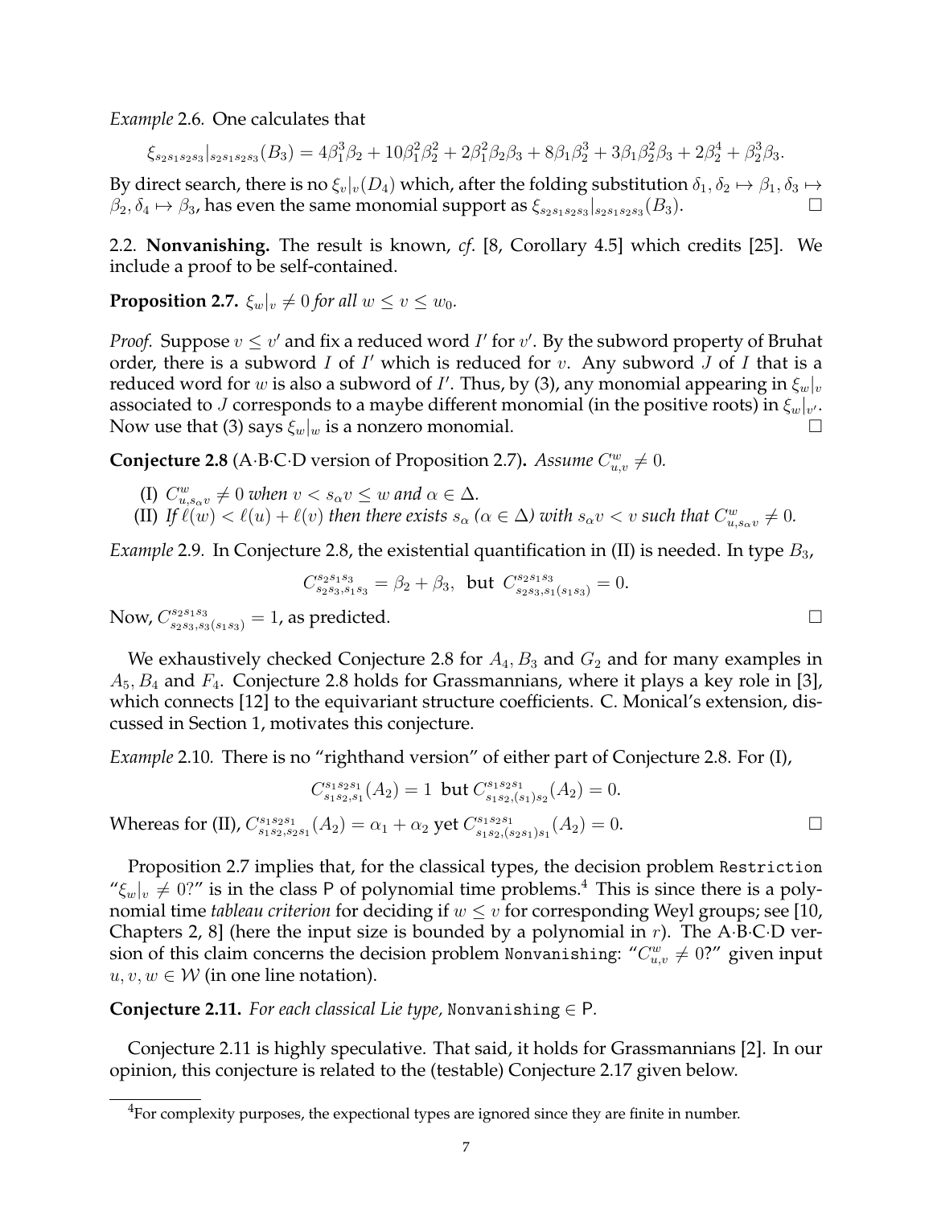*Example* 2.6. One calculates that

$$\xi_{s_2 s_1 s_2 s_3}|_{s_2 s_1 s_2 s_3}(B_3) = 4\beta_1^3\beta_2 + 10\beta_1^2\beta_2^2 + 2\beta_1^2\beta_2\beta_3 + 8\beta_1\beta_2^3 + 3\beta_1\beta_2^2\beta_3 + 2\beta_2^4 + \beta_2^3\beta_3.$$

By direct search, there is no $\xi_v|_v(D_4)$ which, after the folding substitution $\delta_1, \delta_2 \mapsto \beta_1, \delta_3 \mapsto \beta_2, \delta_4 \mapsto \beta_3$, has even the same monomial support as $\xi_{s_2 s_1 s_2 s_3}|_{s_2 s_1 s_2 s_3}(B_3)$. □

2.2. **Nonvanishing.** The result is known, *cf.* [8, Corollary 4.5] which credits [25]. We include a proof to be self-contained.

**Proposition 2.7.** *$\xi_w|_v \neq 0$ for all $w \leq v \leq w_0$.*

*Proof.* Suppose $v \leq v'$ and fix a reduced word $I'$ for $v'$. By the subword property of Bruhat order, there is a subword $I$ of $I'$ which is reduced for $v$. Any subword $J$ of $I$ that is a reduced word for $w$ is also a subword of $I'$. Thus, by (3), any monomial appearing in $\xi_w|_v$ associated to $J$ corresponds to a maybe different monomial (in the positive roots) in $\xi_w|_{v'}$. Now use that (3) says $\xi_w|_w$ is a nonzero monomial. □

**Conjecture 2.8** (A·B·C·D version of Proposition 2.7)**.** *Assume $C_{u,v}^w \neq 0$.*

(I) *$C_{u,s_\alpha v}^w \neq 0$ when $v < s_\alpha v \leq w$ and $\alpha \in \Delta$.*
(II) *If $\ell(w) < \ell(u) + \ell(v)$ then there exists $s_\alpha$ ($\alpha \in \Delta$) with $s_\alpha v < v$ such that $C_{u,s_\alpha v}^w \neq 0$.*

*Example* 2.9. In Conjecture 2.8, the existential quantification in (II) is needed. In type $B_3$,

$$C_{s_2 s_3, s_1 s_3}^{s_2 s_1 s_3} = \beta_2 + \beta_3, \text{ but } C_{s_2 s_3, s_1(s_1 s_3)}^{s_2 s_1 s_3} = 0.$$

Now, $C_{s_2 s_3, s_3(s_1 s_3)}^{s_2 s_1 s_3} = 1$, as predicted. □

We exhaustively checked Conjecture 2.8 for $A_4, B_3$ and $G_2$ and for many examples in $A_5, B_4$ and $F_4$. Conjecture 2.8 holds for Grassmannians, where it plays a key role in [3], which connects [12] to the equivariant structure coefficients. C. Monical's extension, discussed in Section 1, motivates this conjecture.

*Example* 2.10. There is no "righthand version" of either part of Conjecture 2.8. For (I),

$$C_{s_1 s_2, s_1}^{s_1 s_2 s_1}(A_2) = 1 \text{ but } C_{s_1 s_2, (s_1) s_2}^{s_1 s_2 s_1}(A_2) = 0.$$

Whereas for (II), $C_{s_1 s_2, s_2 s_1}^{s_1 s_2 s_1}(A_2) = \alpha_1 + \alpha_2$ yet $C_{s_1 s_2, (s_2 s_1) s_1}^{s_1 s_2 s_1}(A_2) = 0$. □

Proposition 2.7 implies that, for the classical types, the decision problem `Restriction` "$\xi_w|_v \neq 0$?" is in the class P of polynomial time problems.[4] This is since there is a polynomial time *tableau criterion* for deciding if $w \leq v$ for corresponding Weyl groups; see [10, Chapters 2, 8] (here the input size is bounded by a polynomial in $r$). The A·B·C·D version of this claim concerns the decision problem `Nonvanishing`: "$C_{u,v}^w \neq 0$?" given input $u, v, w \in \mathcal{W}$ (in one line notation).

**Conjecture 2.11.** *For each classical Lie type,* `Nonvanishing` $\in$ P*.*

Conjecture 2.11 is highly speculative. That said, it holds for Grassmannians [2]. In our opinion, this conjecture is related to the (testable) Conjecture 2.17 given below.

[4] For complexity purposes, the expectional types are ignored since they are finite in number.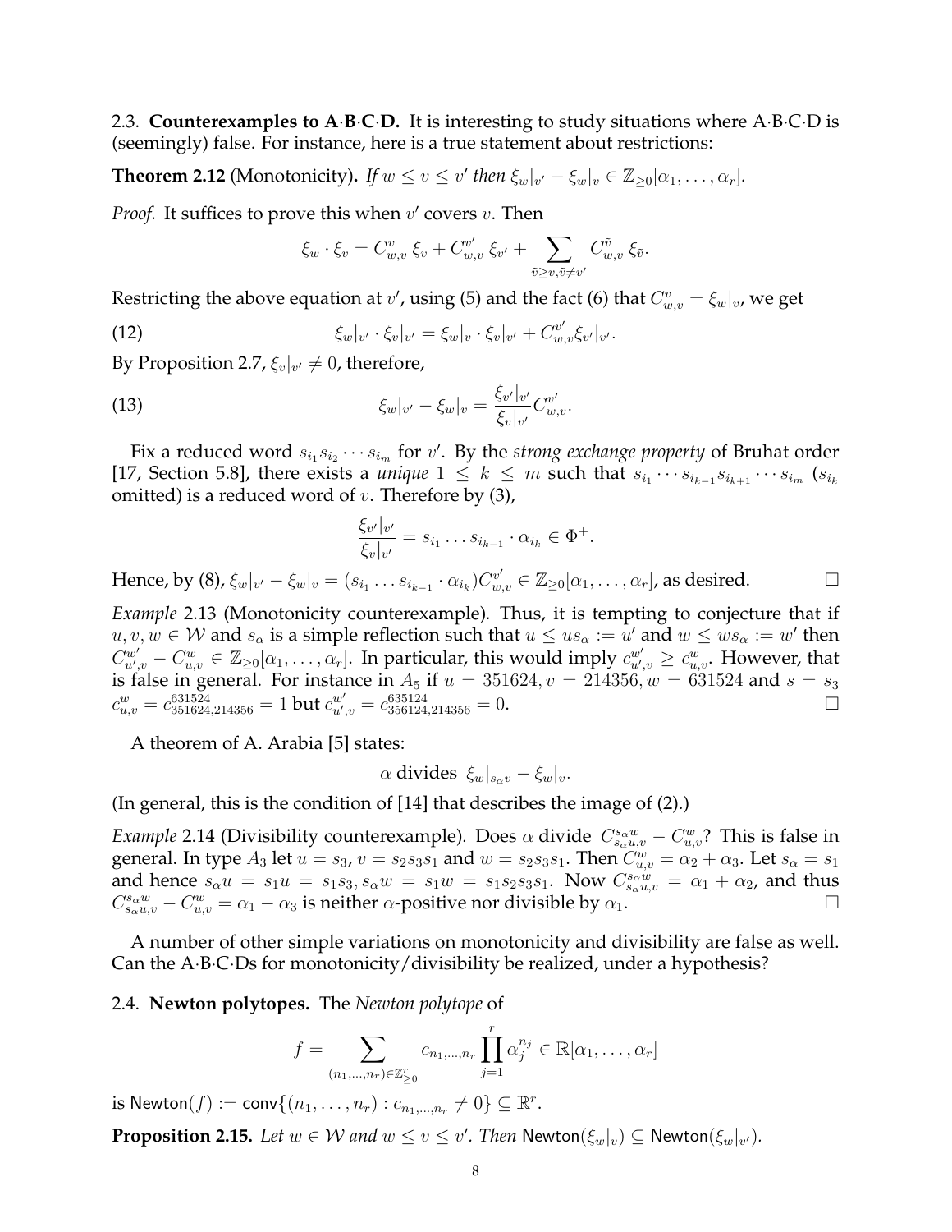2.3. **Counterexamples to A·B·C·D.** It is interesting to study situations where A·B·C·D is (seemingly) false. For instance, here is a true statement about restrictions:

**Theorem 2.12** (Monotonicity)**.** *If $w \leq v \leq v'$ then $\xi_w|_{v'} - \xi_w|_v \in \mathbb{Z}_{\geq 0}[\alpha_1, \ldots, \alpha_r]$.*

*Proof.* It suffices to prove this when $v'$ covers $v$. Then

$$\xi_w \cdot \xi_v = C_{w,v}^{v}\ \xi_v + C_{w,v}^{v'}\ \xi_{v'} + \sum_{\tilde{v} \geq v, \tilde{v} \neq v'} C_{w,v}^{\tilde{v}}\ \xi_{\tilde{v}}.$$

Restricting the above equation at $v'$, using (5) and the fact (6) that $C_{w,v}^{v} = \xi_w|_v$, we get

$$\xi_w|_{v'} \cdot \xi_v|_{v'} = \xi_w|_v \cdot \xi_v|_{v'} + C_{w,v}^{v'} \xi_{v'}|_{v'}. \tag{12}$$

By Proposition 2.7, $\xi_v|_{v'} \neq 0$, therefore,

$$\xi_w|_{v'} - \xi_w|_v = \frac{\xi_{v'}|_{v'}}{\xi_v|_{v'}} C_{w,v}^{v'}. \tag{13}$$

Fix a reduced word $s_{i_1} s_{i_2} \cdots s_{i_m}$ for $v'$. By the *strong exchange property* of Bruhat order [17, Section 5.8], there exists a *unique* $1 \leq k \leq m$ such that $s_{i_1} \cdots s_{i_{k-1}} s_{i_{k+1}} \cdots s_{i_m}$ ($s_{i_k}$ omitted) is a reduced word of $v$. Therefore by (3),

$$\frac{\xi_{v'}|_{v'}}{\xi_v|_{v'}} = s_{i_1} \ldots s_{i_{k-1}} \cdot \alpha_{i_k} \in \Phi^+.$$

Hence, by (8), $\xi_w|_{v'} - \xi_w|_v = (s_{i_1} \ldots s_{i_{k-1}} \cdot \alpha_{i_k}) C_{w,v}^{v'} \in \mathbb{Z}_{\geq 0}[\alpha_1, \ldots, \alpha_r]$, as desired. □

*Example* 2.13 (Monotonicity counterexample). Thus, it is tempting to conjecture that if $u, v, w \in \mathcal{W}$ and $s_\alpha$ is a simple reflection such that $u \leq u s_\alpha := u'$ and $w \leq w s_\alpha := w'$ then $C_{u',v}^{w'} - C_{u,v}^{w} \in \mathbb{Z}_{\geq 0}[\alpha_1, \ldots, \alpha_r]$. In particular, this would imply $c_{u',v}^{w'} \geq c_{u,v}^{w}$. However, that is false in general. For instance in $A_5$ if $u = 351624, v = 214356, w = 631524$ and $s = s_3$ $c_{u,v}^{w} = c_{351624,214356}^{631524} = 1$ but $c_{u',v}^{w'} = c_{356124,214356}^{635124} = 0$. □

A theorem of A. Arabia [5] states:

$$\alpha \text{ divides } \ \xi_w|_{s_\alpha v} - \xi_w|_v.$$

(In general, this is the condition of [14] that describes the image of (2).)

*Example* 2.14 (Divisibility counterexample). Does $\alpha$ divide $C_{s_\alpha u,v}^{s_\alpha w} - C_{u,v}^{w}$? This is false in general. In type $A_3$ let $u = s_3$, $v = s_2 s_3 s_1$ and $w = s_2 s_3 s_1$. Then $C_{u,v}^{w} = \alpha_2 + \alpha_3$. Let $s_\alpha = s_1$ and hence $s_\alpha u = s_1 u = s_1 s_3, s_\alpha w = s_1 w = s_1 s_2 s_3 s_1$. Now $C_{s_\alpha u,v}^{s_\alpha w} = \alpha_1 + \alpha_2$, and thus $C_{s_\alpha u,v}^{s_\alpha w} - C_{u,v}^{w} = \alpha_1 - \alpha_3$ is neither $\alpha$-positive nor divisible by $\alpha_1$. □

A number of other simple variations on monotonicity and divisibility are false as well. Can the A·B·C·Ds for monotonicity/divisibility be realized, under a hypothesis?

2.4. **Newton polytopes.** The *Newton polytope* of

$$f = \sum_{(n_1, \ldots, n_r) \in \mathbb{Z}_{\geq 0}^r} c_{n_1, \ldots, n_r} \prod_{j=1}^{r} \alpha_j^{n_j} \in \mathbb{R}[\alpha_1, \ldots, \alpha_r]$$

is $\mathsf{Newton}(f) := \mathsf{conv}\{(n_1, \ldots, n_r) : c_{n_1, \ldots, n_r} \neq 0\} \subseteq \mathbb{R}^r$.

**Proposition 2.15.** *Let $w \in \mathcal{W}$ and $w \leq v \leq v'$. Then $\mathsf{Newton}(\xi_w|_v) \subseteq \mathsf{Newton}(\xi_w|_{v'})$.*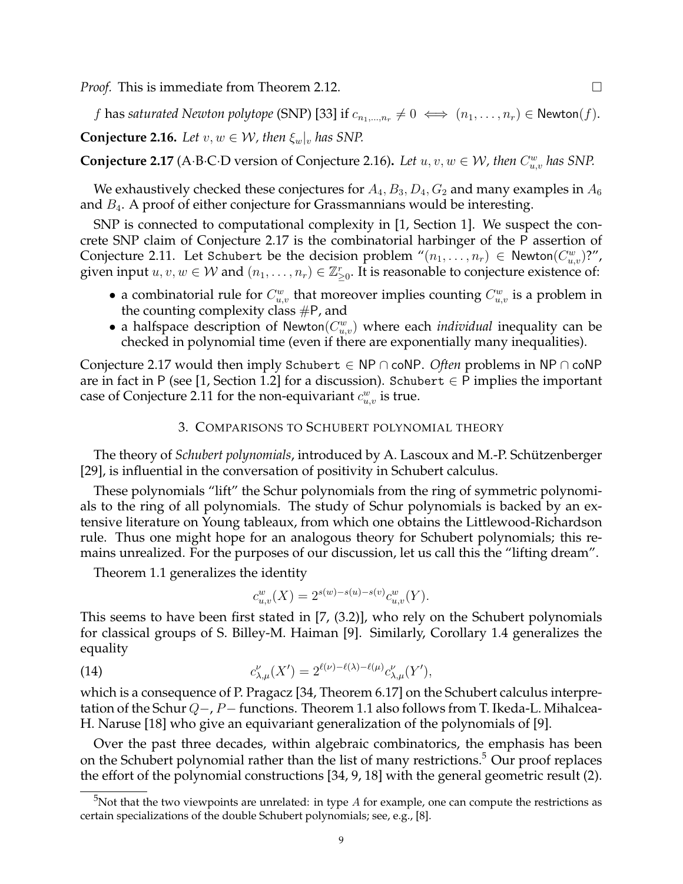*Proof.* This is immediate from Theorem 2.12. □

$f$ has *saturated Newton polytope* (SNP) [33] if $c_{n_1,\ldots,n_r} \neq 0 \iff (n_1,\ldots,n_r) \in \mathsf{Newton}(f)$.

**Conjecture 2.16.** *Let $v, w \in \mathcal{W}$, then $\xi_w|_v$ has SNP.*

**Conjecture 2.17** (A·B·C·D version of Conjecture 2.16)**.** *Let $u, v, w \in \mathcal{W}$, then $C_{u,v}^w$ has SNP.*

We exhaustively checked these conjectures for $A_4, B_3, D_4, G_2$ and many examples in $A_6$ and $B_4$. A proof of either conjecture for Grassmannians would be interesting.

SNP is connected to computational complexity in [1, Section 1]. We suspect the concrete SNP claim of Conjecture 2.17 is the combinatorial harbinger of the P assertion of Conjecture 2.11. Let `Schubert` be the decision problem "$(n_1,\ldots,n_r) \in \mathsf{Newton}(C_{u,v}^w)$?", given input $u, v, w \in \mathcal{W}$ and $(n_1,\ldots,n_r) \in \mathbb{Z}_{\geq 0}^r$. It is reasonable to conjecture existence of:

- a combinatorial rule for $C_{u,v}^w$ that moreover implies counting $C_{u,v}^w$ is a problem in the counting complexity class #P, and
- a halfspace description of $\mathsf{Newton}(C_{u,v}^w)$ where each *individual* inequality can be checked in polynomial time (even if there are exponentially many inequalities).

Conjecture 2.17 would then imply `Schubert` $\in$ NP $\cap$ coNP. *Often* problems in NP $\cap$ coNP are in fact in P (see [1, Section 1.2] for a discussion). `Schubert` $\in$ P implies the important case of Conjecture 2.11 for the non-equivariant $c_{u,v}^w$ is true.

## 3. Comparisons to Schubert polynomial theory

The theory of *Schubert polynomials*, introduced by A. Lascoux and M.-P. Schützenberger [29], is influential in the conversation of positivity in Schubert calculus.

These polynomials "lift" the Schur polynomials from the ring of symmetric polynomials to the ring of all polynomials. The study of Schur polynomials is backed by an extensive literature on Young tableaux, from which one obtains the Littlewood-Richardson rule. Thus one might hope for an analogous theory for Schubert polynomials; this remains unrealized. For the purposes of our discussion, let us call this the "lifting dream".

Theorem 1.1 generalizes the identity

$$c_{u,v}^w(X) = 2^{s(w)-s(u)-s(v)} c_{u,v}^w(Y).$$

This seems to have been first stated in [7, (3.2)], who rely on the Schubert polynomials for classical groups of S. Billey-M. Haiman [9]. Similarly, Corollary 1.4 generalizes the equality

$$c_{\lambda,\mu}^{\nu}(X') = 2^{\ell(\nu)-\ell(\lambda)-\ell(\mu)} c_{\lambda,\mu}^{\nu}(Y'), \tag{14}$$

which is a consequence of P. Pragacz [34, Theorem 6.17] on the Schubert calculus interpretation of the Schur $Q-$, $P-$ functions. Theorem 1.1 also follows from T. Ikeda-L. Mihalcea-H. Naruse [18] who give an equivariant generalization of the polynomials of [9].

Over the past three decades, within algebraic combinatorics, the emphasis has been on the Schubert polynomial rather than the list of many restrictions.[5] Our proof replaces the effort of the polynomial constructions [34, 9, 18] with the general geometric result (2).

[5] Not that the two viewpoints are unrelated: in type $A$ for example, one can compute the restrictions as certain specializations of the double Schubert polynomials; see, e.g., [8].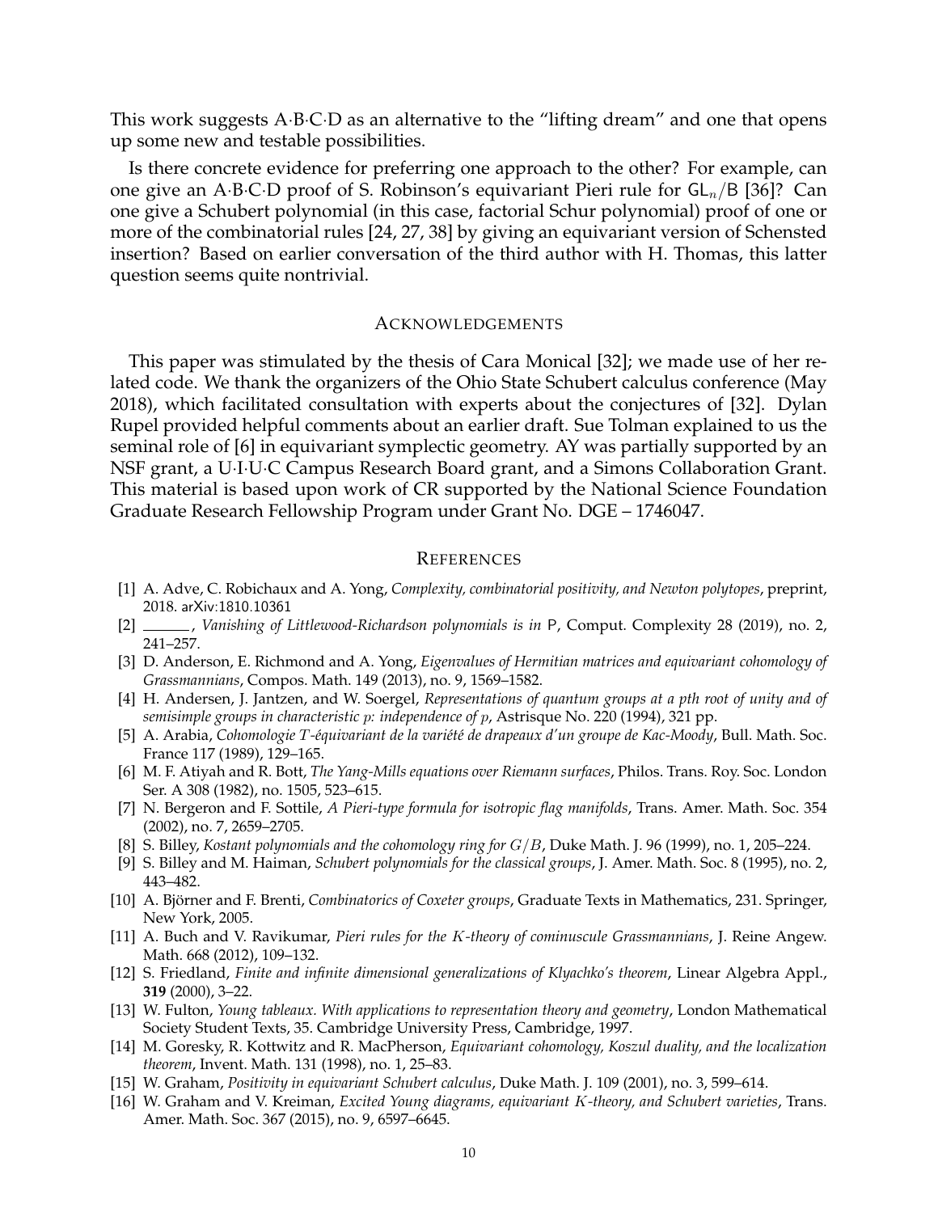This work suggests A·B·C·D as an alternative to the "lifting dream" and one that opens up some new and testable possibilities.

Is there concrete evidence for preferring one approach to the other? For example, can one give an A·B·C·D proof of S. Robinson's equivariant Pieri rule for $\mathsf{GL}_n/\mathsf{B}$ [36]? Can one give a Schubert polynomial (in this case, factorial Schur polynomial) proof of one or more of the combinatorial rules [24, 27, 38] by giving an equivariant version of Schensted insertion? Based on earlier conversation of the third author with H. Thomas, this latter question seems quite nontrivial.

## Acknowledgements

This paper was stimulated by the thesis of Cara Monical [32]; we made use of her related code. We thank the organizers of the Ohio State Schubert calculus conference (May 2018), which facilitated consultation with experts about the conjectures of [32]. Dylan Rupel provided helpful comments about an earlier draft. Sue Tolman explained to us the seminal role of [6] in equivariant symplectic geometry. AY was partially supported by an NSF grant, a U·I·U·C Campus Research Board grant, and a Simons Collaboration Grant. This material is based upon work of CR supported by the National Science Foundation Graduate Research Fellowship Program under Grant No. DGE – 1746047.

## References

[1] A. Adve, C. Robichaux and A. Yong, *Complexity, combinatorial positivity, and Newton polytopes*, preprint, 2018. arXiv:1810.10361

[2] ______, *Vanishing of Littlewood-Richardson polynomials is in* P, Comput. Complexity 28 (2019), no. 2, 241–257.

[3] D. Anderson, E. Richmond and A. Yong, *Eigenvalues of Hermitian matrices and equivariant cohomology of Grassmannians*, Compos. Math. 149 (2013), no. 9, 1569–1582.

[4] H. Andersen, J. Jantzen, and W. Soergel, *Representations of quantum groups at a pth root of unity and of semisimple groups in characteristic $p$: independence of $p$*, Astrisque No. 220 (1994), 321 pp.

[5] A. Arabia, *Cohomologie $T$-équivariant de la variété de drapeaux d'un groupe de Kac-Moody*, Bull. Math. Soc. France 117 (1989), 129–165.

[6] M. F. Atiyah and R. Bott, *The Yang-Mills equations over Riemann surfaces*, Philos. Trans. Roy. Soc. London Ser. A 308 (1982), no. 1505, 523–615.

[7] N. Bergeron and F. Sottile, *A Pieri-type formula for isotropic flag manifolds*, Trans. Amer. Math. Soc. 354 (2002), no. 7, 2659–2705.

[8] S. Billey, *Kostant polynomials and the cohomology ring for $G/B$*, Duke Math. J. 96 (1999), no. 1, 205–224.

[9] S. Billey and M. Haiman, *Schubert polynomials for the classical groups*, J. Amer. Math. Soc. 8 (1995), no. 2, 443–482.

[10] A. Björner and F. Brenti, *Combinatorics of Coxeter groups*, Graduate Texts in Mathematics, 231. Springer, New York, 2005.

[11] A. Buch and V. Ravikumar, *Pieri rules for the $K$-theory of cominuscule Grassmannians*, J. Reine Angew. Math. 668 (2012), 109–132.

[12] S. Friedland, *Finite and infinite dimensional generalizations of Klyachko's theorem*, Linear Algebra Appl., **319** (2000), 3–22.

[13] W. Fulton, *Young tableaux. With applications to representation theory and geometry*, London Mathematical Society Student Texts, 35. Cambridge University Press, Cambridge, 1997.

[14] M. Goresky, R. Kottwitz and R. MacPherson, *Equivariant cohomology, Koszul duality, and the localization theorem*, Invent. Math. 131 (1998), no. 1, 25–83.

[15] W. Graham, *Positivity in equivariant Schubert calculus*, Duke Math. J. 109 (2001), no. 3, 599–614.

[16] W. Graham and V. Kreiman, *Excited Young diagrams, equivariant $K$-theory, and Schubert varieties*, Trans. Amer. Math. Soc. 367 (2015), no. 9, 6597–6645.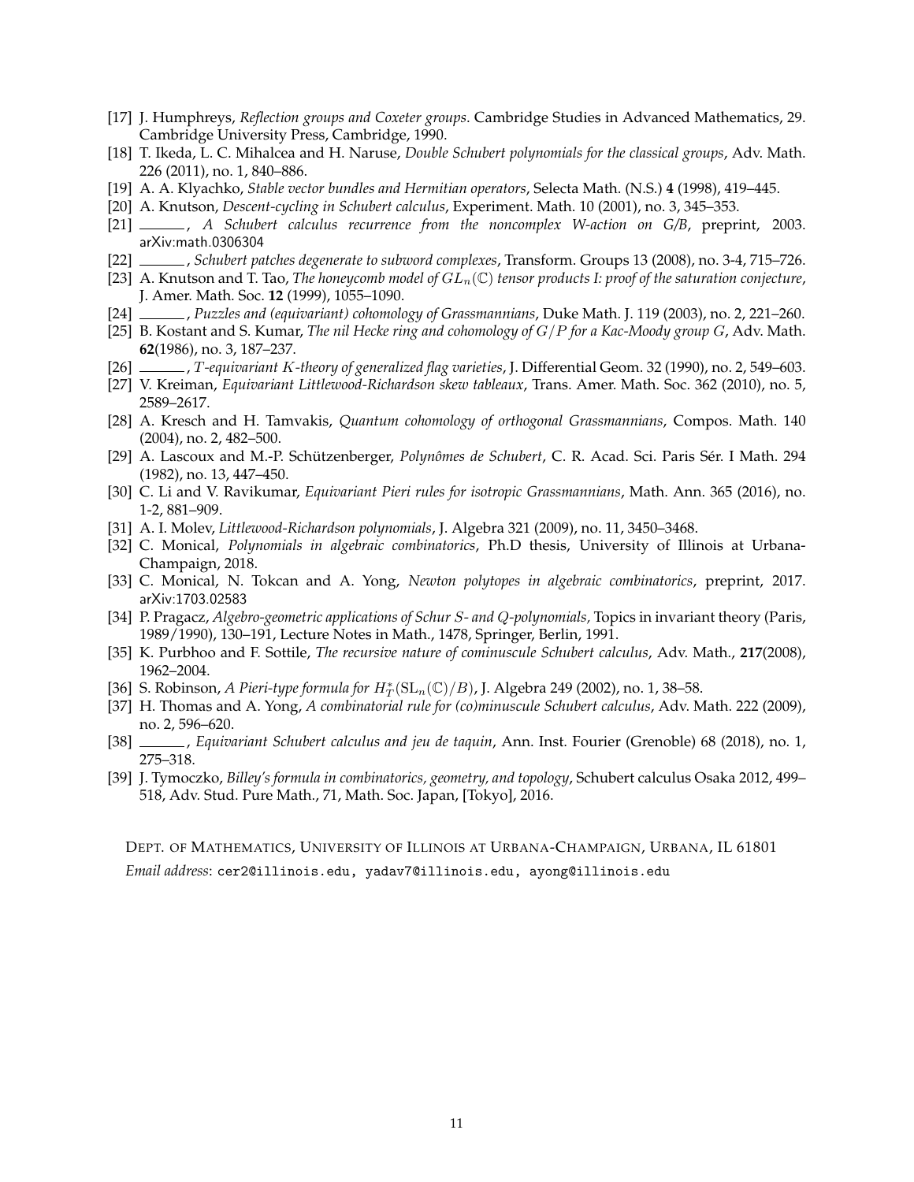[17] J. Humphreys, *Reflection groups and Coxeter groups*. Cambridge Studies in Advanced Mathematics, 29. Cambridge University Press, Cambridge, 1990.

[18] T. Ikeda, L. C. Mihalcea and H. Naruse, *Double Schubert polynomials for the classical groups*, Adv. Math. 226 (2011), no. 1, 840–886.

[19] A. A. Klyachko, *Stable vector bundles and Hermitian operators*, Selecta Math. (N.S.) **4** (1998), 419–445.

[20] A. Knutson, *Descent-cycling in Schubert calculus*, Experiment. Math. 10 (2001), no. 3, 345–353.

[21] ______, *A Schubert calculus recurrence from the noncomplex W-action on G/B*, preprint, 2003. arXiv:math.0306304

[22] ______, *Schubert patches degenerate to subword complexes*, Transform. Groups 13 (2008), no. 3-4, 715–726.

[23] A. Knutson and T. Tao, *The honeycomb model of $GL_n(\mathbb{C})$ tensor products I: proof of the saturation conjecture*, J. Amer. Math. Soc. **12** (1999), 1055–1090.

[24] ______, *Puzzles and (equivariant) cohomology of Grassmannians*, Duke Math. J. 119 (2003), no. 2, 221–260.

[25] B. Kostant and S. Kumar, *The nil Hecke ring and cohomology of $G/P$ for a Kac-Moody group $G$*, Adv. Math. **62**(1986), no. 3, 187–237.

[26] ______, *$T$-equivariant $K$-theory of generalized flag varieties*, J. Differential Geom. 32 (1990), no. 2, 549–603.

[27] V. Kreiman, *Equivariant Littlewood-Richardson skew tableaux*, Trans. Amer. Math. Soc. 362 (2010), no. 5, 2589–2617.

[28] A. Kresch and H. Tamvakis, *Quantum cohomology of orthogonal Grassmannians*, Compos. Math. 140 (2004), no. 2, 482–500.

[29] A. Lascoux and M.-P. Schützenberger, *Polynômes de Schubert*, C. R. Acad. Sci. Paris Sér. I Math. 294 (1982), no. 13, 447–450.

[30] C. Li and V. Ravikumar, *Equivariant Pieri rules for isotropic Grassmannians*, Math. Ann. 365 (2016), no. 1-2, 881–909.

[31] A. I. Molev, *Littlewood-Richardson polynomials*, J. Algebra 321 (2009), no. 11, 3450–3468.

[32] C. Monical, *Polynomials in algebraic combinatorics*, Ph.D thesis, University of Illinois at Urbana-Champaign, 2018.

[33] C. Monical, N. Tokcan and A. Yong, *Newton polytopes in algebraic combinatorics*, preprint, 2017. arXiv:1703.02583

[34] P. Pragacz, *Algebro-geometric applications of Schur $S$- and $Q$-polynomials,* Topics in invariant theory (Paris, 1989/1990), 130–191, Lecture Notes in Math., 1478, Springer, Berlin, 1991.

[35] K. Purbhoo and F. Sottile, *The recursive nature of cominuscule Schubert calculus*, Adv. Math., **217**(2008), 1962–2004.

[36] S. Robinson, *A Pieri-type formula for $H_T^*(\mathrm{SL}_n(\mathbb{C})/B)$*, J. Algebra 249 (2002), no. 1, 38–58.

[37] H. Thomas and A. Yong, *A combinatorial rule for (co)minuscule Schubert calculus*, Adv. Math. 222 (2009), no. 2, 596–620.

[38] ______, *Equivariant Schubert calculus and jeu de taquin*, Ann. Inst. Fourier (Grenoble) 68 (2018), no. 1, 275–318.

[39] J. Tymoczko, *Billey's formula in combinatorics, geometry, and topology*, Schubert calculus Osaka 2012, 499–518, Adv. Stud. Pure Math., 71, Math. Soc. Japan, [Tokyo], 2016.

DEPT. OF MATHEMATICS, UNIVERSITY OF ILLINOIS AT URBANA-CHAMPAIGN, URBANA, IL 61801

*Email address*: cer2@illinois.edu, yadav7@illinois.edu, ayong@illinois.edu